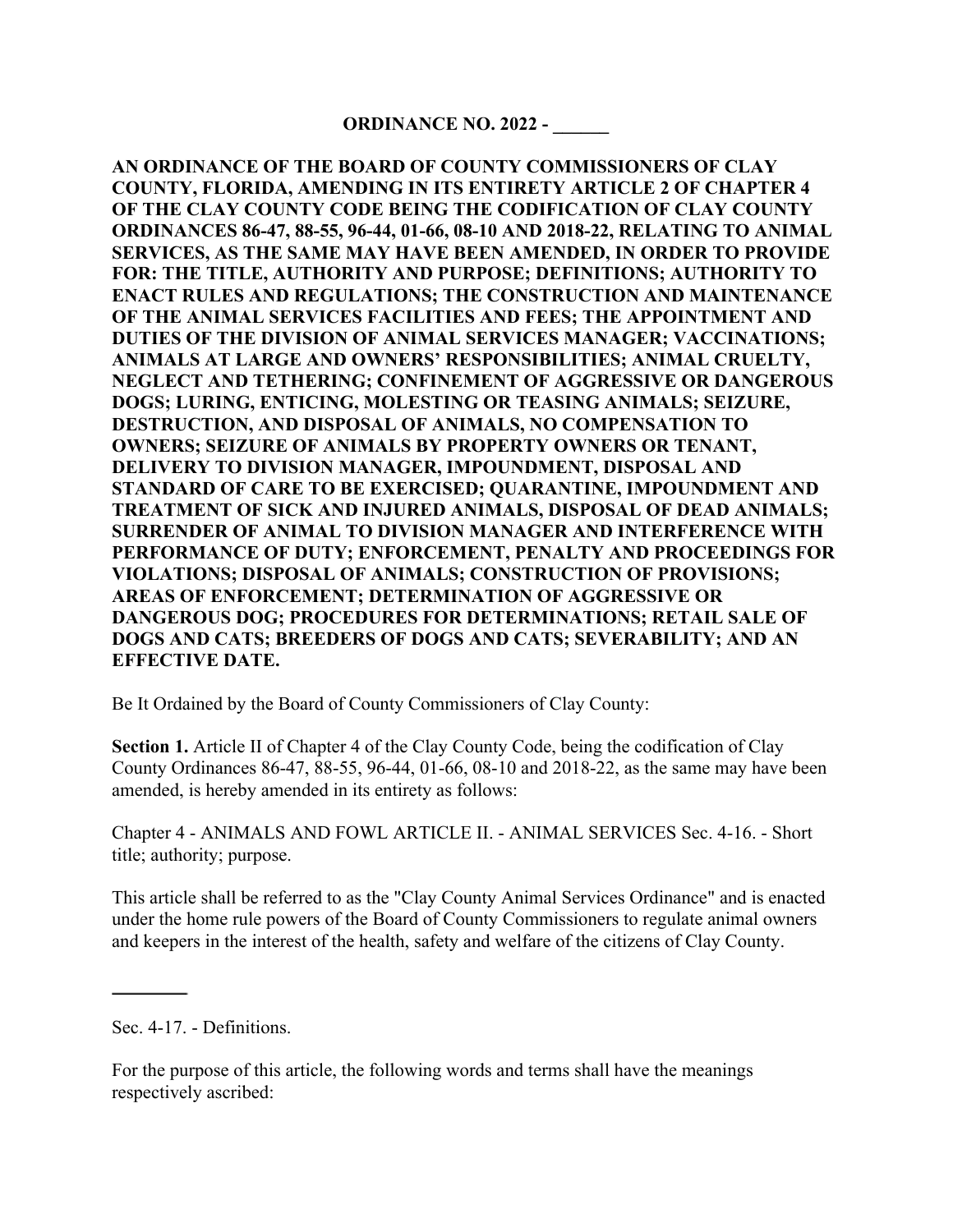**ORDINANCE NO. 2022 - ______**

**AN ORDINANCE OF THE BOARD OF COUNTY COMMISSIONERS OF CLAY COUNTY, FLORIDA, AMENDING IN ITS ENTIRETY ARTICLE 2 OF CHAPTER 4 OF THE CLAY COUNTY CODE BEING THE CODIFICATION OF CLAY COUNTY ORDINANCES 86-47, 88-55, 96-44, 01-66, 08-10 AND 2018-22, RELATING TO ANIMAL SERVICES, AS THE SAME MAY HAVE BEEN AMENDED, IN ORDER TO PROVIDE FOR: THE TITLE, AUTHORITY AND PURPOSE; DEFINITIONS; AUTHORITY TO ENACT RULES AND REGULATIONS; THE CONSTRUCTION AND MAINTENANCE OF THE ANIMAL SERVICES FACILITIES AND FEES; THE APPOINTMENT AND DUTIES OF THE DIVISION OF ANIMAL SERVICES MANAGER; VACCINATIONS; ANIMALS AT LARGE AND OWNERS' RESPONSIBILITIES; ANIMAL CRUELTY, NEGLECT AND TETHERING; CONFINEMENT OF AGGRESSIVE OR DANGEROUS DOGS; LURING, ENTICING, MOLESTING OR TEASING ANIMALS; SEIZURE, DESTRUCTION, AND DISPOSAL OF ANIMALS, NO COMPENSATION TO OWNERS; SEIZURE OF ANIMALS BY PROPERTY OWNERS OR TENANT, DELIVERY TO DIVISION MANAGER, IMPOUNDMENT, DISPOSAL AND STANDARD OF CARE TO BE EXERCISED; QUARANTINE, IMPOUNDMENT AND TREATMENT OF SICK AND INJURED ANIMALS, DISPOSAL OF DEAD ANIMALS; SURRENDER OF ANIMAL TO DIVISION MANAGER AND INTERFERENCE WITH PERFORMANCE OF DUTY; ENFORCEMENT, PENALTY AND PROCEEDINGS FOR VIOLATIONS; DISPOSAL OF ANIMALS; CONSTRUCTION OF PROVISIONS; AREAS OF ENFORCEMENT; DETERMINATION OF AGGRESSIVE OR DANGEROUS DOG; PROCEDURES FOR DETERMINATIONS; RETAIL SALE OF DOGS AND CATS; BREEDERS OF DOGS AND CATS; SEVERABILITY; AND AN EFFECTIVE DATE.**

Be It Ordained by the Board of County Commissioners of Clay County:

**Section 1.** Article II of Chapter 4 of the Clay County Code, being the codification of Clay County Ordinances 86-47, 88-55, 96-44, 01-66, 08-10 and 2018-22, as the same may have been amended, is hereby amended in its entirety as follows:

Chapter 4 - ANIMALS AND FOWL ARTICLE II. - ANIMAL SERVICES Sec. 4-16. - Short title; authority; purpose.

This article shall be referred to as the "Clay County Animal Services Ordinance" and is enacted under the home rule powers of the Board of County Commissioners to regulate animal owners and keepers in the interest of the health, safety and welfare of the citizens of Clay County.

---

Sec. 4-17. - Definitions.

For the purpose of this article, the following words and terms shall have the meanings respectively ascribed: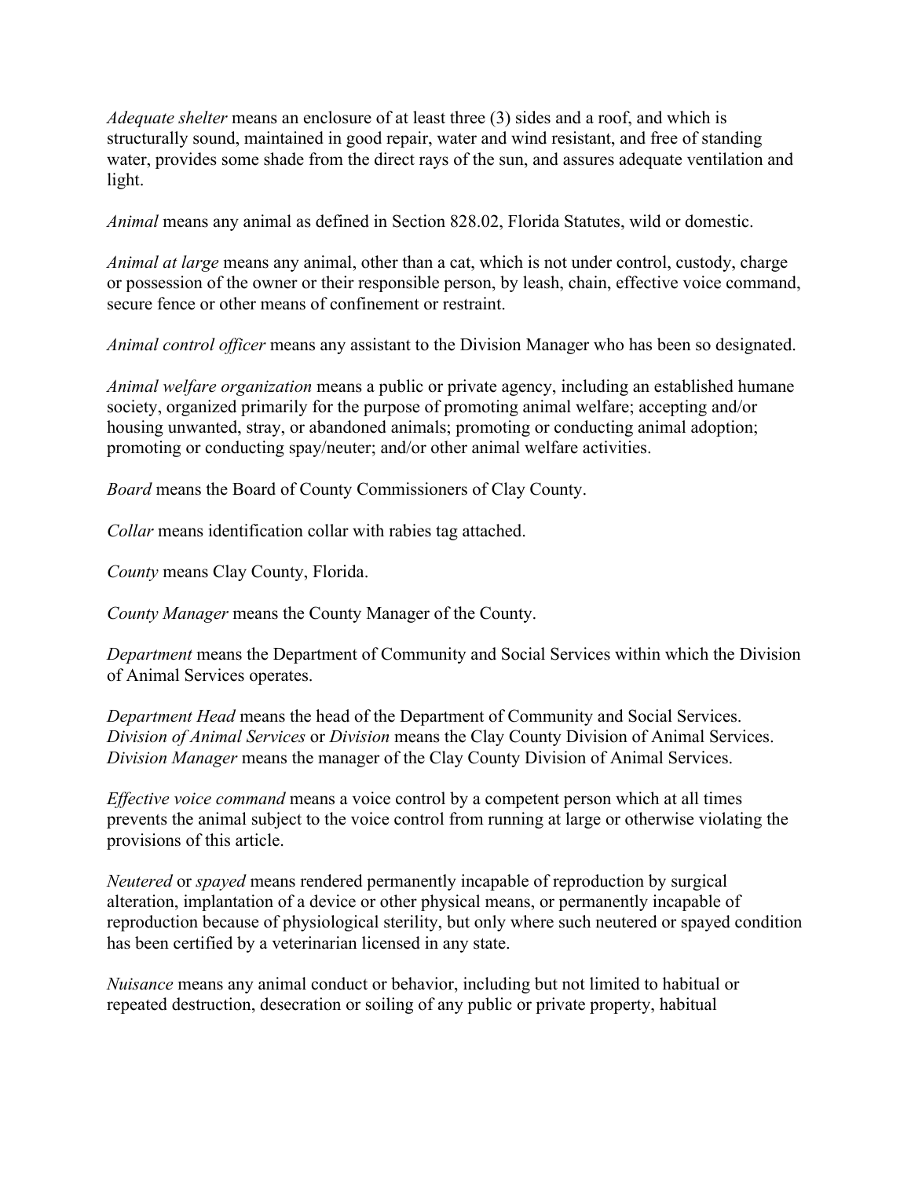*Adequate shelter* means an enclosure of at least three (3) sides and a roof, and which is structurally sound, maintained in good repair, water and wind resistant, and free of standing water, provides some shade from the direct rays of the sun, and assures adequate ventilation and light.

*Animal* means any animal as defined in Section 828.02, Florida Statutes, wild or domestic.

*Animal at large* means any animal, other than a cat, which is not under control, custody, charge or possession of the owner or their responsible person, by leash, chain, effective voice command, secure fence or other means of confinement or restraint.

*Animal control officer* means any assistant to the Division Manager who has been so designated.

*Animal welfare organization* means a public or private agency, including an established humane society, organized primarily for the purpose of promoting animal welfare; accepting and/or housing unwanted, stray, or abandoned animals; promoting or conducting animal adoption; promoting or conducting spay/neuter; and/or other animal welfare activities.

*Board* means the Board of County Commissioners of Clay County.

*Collar* means identification collar with rabies tag attached.

*County* means Clay County, Florida.

*County Manager* means the County Manager of the County.

*Department* means the Department of Community and Social Services within which the Division of Animal Services operates.

*Department Head* means the head of the Department of Community and Social Services.
*Division of Animal Services* or *Division* means the Clay County Division of Animal Services.
*Division Manager* means the manager of the Clay County Division of Animal Services.

*Effective voice command* means a voice control by a competent person which at all times prevents the animal subject to the voice control from running at large or otherwise violating the provisions of this article.

*Neutered* or *spayed* means rendered permanently incapable of reproduction by surgical alteration, implantation of a device or other physical means, or permanently incapable of reproduction because of physiological sterility, but only where such neutered or spayed condition has been certified by a veterinarian licensed in any state.

*Nuisance* means any animal conduct or behavior, including but not limited to habitual or repeated destruction, desecration or soiling of any public or private property, habitual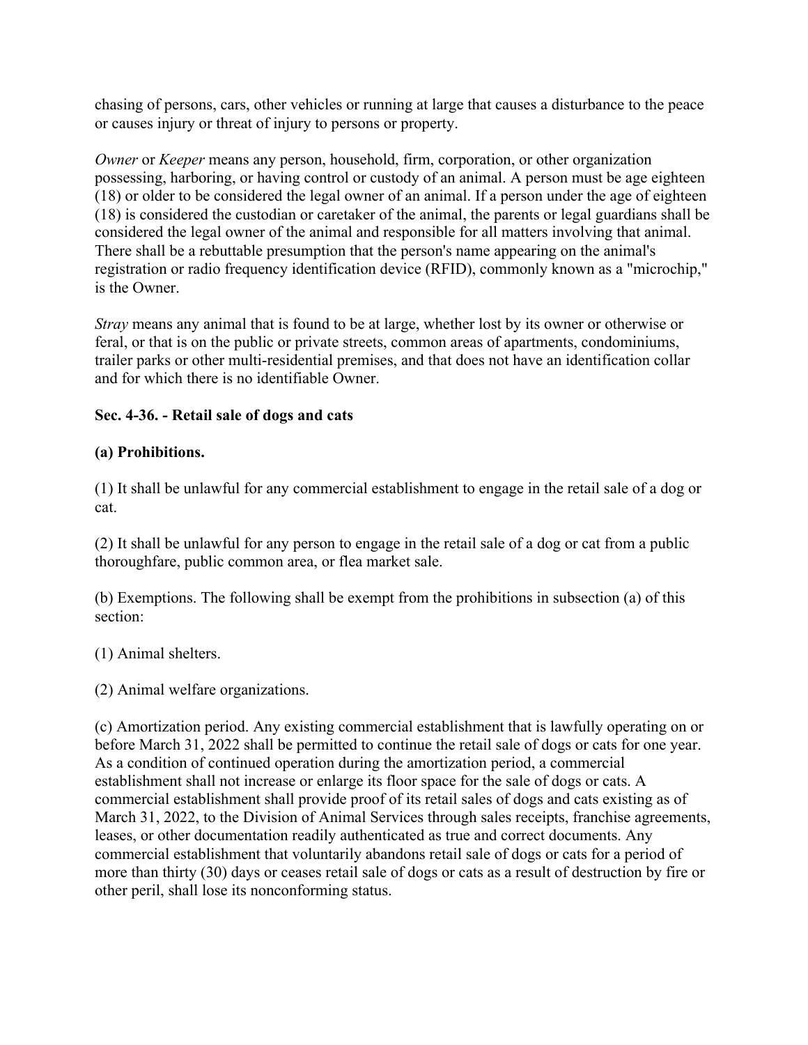chasing of persons, cars, other vehicles or running at large that causes a disturbance to the peace or causes injury or threat of injury to persons or property.

*Owner* or *Keeper* means any person, household, firm, corporation, or other organization possessing, harboring, or having control or custody of an animal. A person must be age eighteen (18) or older to be considered the legal owner of an animal. If a person under the age of eighteen (18) is considered the custodian or caretaker of the animal, the parents or legal guardians shall be considered the legal owner of the animal and responsible for all matters involving that animal. There shall be a rebuttable presumption that the person's name appearing on the animal's registration or radio frequency identification device (RFID), commonly known as a "microchip," is the Owner.

*Stray* means any animal that is found to be at large, whether lost by its owner or otherwise or feral, or that is on the public or private streets, common areas of apartments, condominiums, trailer parks or other multi-residential premises, and that does not have an identification collar and for which there is no identifiable Owner.

### Sec. 4-36. - Retail sale of dogs and cats

**(a) Prohibitions.**

(1) It shall be unlawful for any commercial establishment to engage in the retail sale of a dog or cat.

(2) It shall be unlawful for any person to engage in the retail sale of a dog or cat from a public thoroughfare, public common area, or flea market sale.

(b) Exemptions. The following shall be exempt from the prohibitions in subsection (a) of this section:

(1) Animal shelters.

(2) Animal welfare organizations.

(c) Amortization period. Any existing commercial establishment that is lawfully operating on or before March 31, 2022 shall be permitted to continue the retail sale of dogs or cats for one year. As a condition of continued operation during the amortization period, a commercial establishment shall not increase or enlarge its floor space for the sale of dogs or cats. A commercial establishment shall provide proof of its retail sales of dogs and cats existing as of March 31, 2022, to the Division of Animal Services through sales receipts, franchise agreements, leases, or other documentation readily authenticated as true and correct documents. Any commercial establishment that voluntarily abandons retail sale of dogs or cats for a period of more than thirty (30) days or ceases retail sale of dogs or cats as a result of destruction by fire or other peril, shall lose its nonconforming status.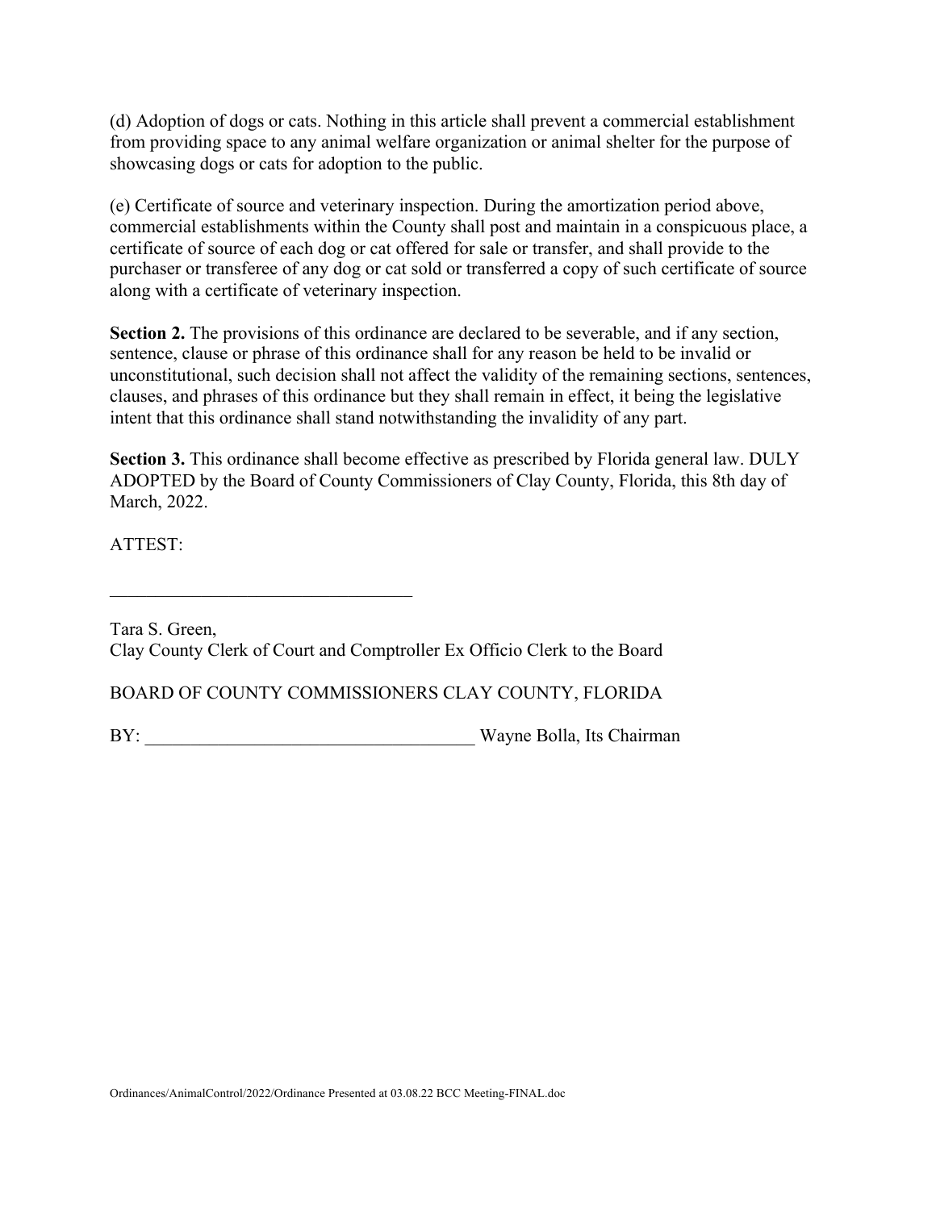(d) Adoption of dogs or cats. Nothing in this article shall prevent a commercial establishment from providing space to any animal welfare organization or animal shelter for the purpose of showcasing dogs or cats for adoption to the public.

(e) Certificate of source and veterinary inspection. During the amortization period above, commercial establishments within the County shall post and maintain in a conspicuous place, a certificate of source of each dog or cat offered for sale or transfer, and shall provide to the purchaser or transferee of any dog or cat sold or transferred a copy of such certificate of source along with a certificate of veterinary inspection.

**Section 2.** The provisions of this ordinance are declared to be severable, and if any section, sentence, clause or phrase of this ordinance shall for any reason be held to be invalid or unconstitutional, such decision shall not affect the validity of the remaining sections, sentences, clauses, and phrases of this ordinance but they shall remain in effect, it being the legislative intent that this ordinance shall stand notwithstanding the invalidity of any part.

**Section 3.** This ordinance shall become effective as prescribed by Florida general law. DULY ADOPTED by the Board of County Commissioners of Clay County, Florida, this 8th day of March, 2022.

ATTEST:

_________________________________

Tara S. Green,
Clay County Clerk of Court and Comptroller Ex Officio Clerk to the Board

BOARD OF COUNTY COMMISSIONERS CLAY COUNTY, FLORIDA

BY: ____________________________________ Wayne Bolla, Its Chairman

Ordinances/AnimalControl/2022/Ordinance Presented at 03.08.22 BCC Meeting-FINAL.doc